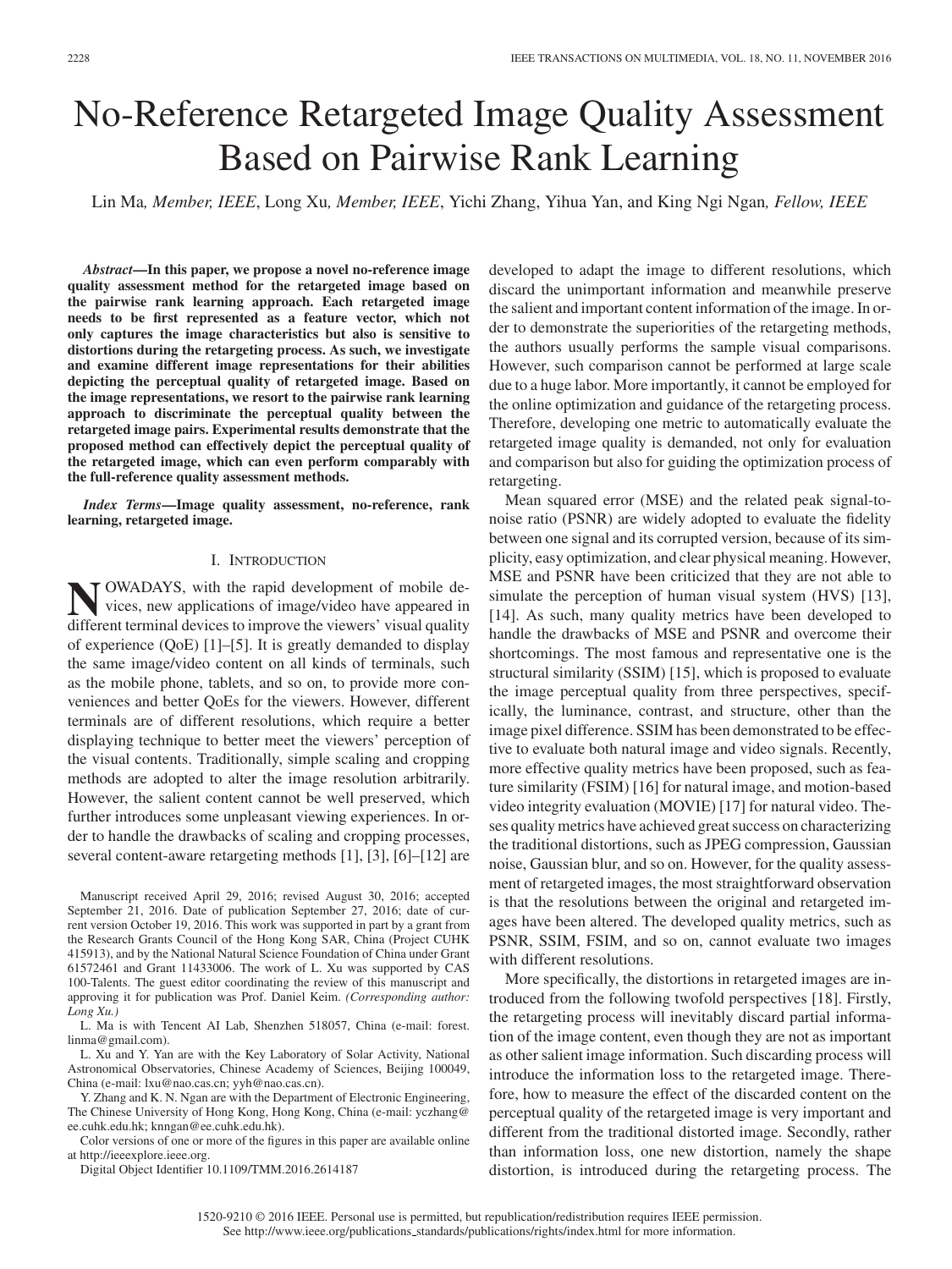# No-Reference Retargeted Image Quality Assessment Based on Pairwise Rank Learning

Lin Ma, *Member, IEEE*, Long Xu, *Member, IEEE*, Yichi Zhang, Yihua Yan, and King Ngi Ngan, *Fellow, IEEE*

***Abstract*—In this paper, we propose a novel no-reference image quality assessment method for the retargeted image based on the pairwise rank learning approach. Each retargeted image needs to be first represented as a feature vector, which not only captures the image characteristics but also is sensitive to distortions during the retargeting process. As such, we investigate and examine different image representations for their abilities depicting the perceptual quality of retargeted image. Based on the image representations, we resort to the pairwise rank learning approach to discriminate the perceptual quality between the retargeted image pairs. Experimental results demonstrate that the proposed method can effectively depict the perceptual quality of the retargeted image, which can even perform comparably with the full-reference quality assessment methods.**

***Index Terms*—Image quality assessment, no-reference, rank learning, retargeted image.**

## I. Introduction

NOWADAYS, with the rapid development of mobile devices, new applications of image/video have appeared in different terminal devices to improve the viewers' visual quality of experience (QoE) [1]–[5]. It is greatly demanded to display the same image/video content on all kinds of terminals, such as the mobile phone, tablets, and so on, to provide more conveniences and better QoEs for the viewers. However, different terminals are of different resolutions, which require a better displaying technique to better meet the viewers' perception of the visual contents. Traditionally, simple scaling and cropping methods are adopted to alter the image resolution arbitrarily. However, the salient content cannot be well preserved, which further introduces some unpleasant viewing experiences. In order to handle the drawbacks of scaling and cropping processes, several content-aware retargeting methods [1], [3], [6]–[12] are developed to adapt the image to different resolutions, which discard the unimportant information and meanwhile preserve the salient and important content information of the image. In order to demonstrate the superiorities of the retargeting methods, the authors usually performs the sample visual comparisons. However, such comparison cannot be performed at large scale due to a huge labor. More importantly, it cannot be employed for the online optimization and guidance of the retargeting process. Therefore, developing one metric to automatically evaluate the retargeted image quality is demanded, not only for evaluation and comparison but also for guiding the optimization process of retargeting.

Mean squared error (MSE) and the related peak signal-to-noise ratio (PSNR) are widely adopted to evaluate the fidelity between one signal and its corrupted version, because of its simplicity, easy optimization, and clear physical meaning. However, MSE and PSNR have been criticized that they are not able to simulate the perception of human visual system (HVS) [13], [14]. As such, many quality metrics have been developed to handle the drawbacks of MSE and PSNR and overcome their shortcomings. The most famous and representative one is the structural similarity (SSIM) [15], which is proposed to evaluate the image perceptual quality from three perspectives, specifically, the luminance, contrast, and structure, other than the image pixel difference. SSIM has been demonstrated to be effective to evaluate both natural image and video signals. Recently, more effective quality metrics have been proposed, such as feature similarity (FSIM) [16] for natural image, and motion-based video integrity evaluation (MOVIE) [17] for natural video. Theses quality metrics have achieved great success on characterizing the traditional distortions, such as JPEG compression, Gaussian noise, Gaussian blur, and so on. However, for the quality assessment of retargeted images, the most straightforward observation is that the resolutions between the original and retargeted images have been altered. The developed quality metrics, such as PSNR, SSIM, FSIM, and so on, cannot evaluate two images with different resolutions.

More specifically, the distortions in retargeted images are introduced from the following twofold perspectives [18]. Firstly, the retargeting process will inevitably discard partial information of the image content, even though they are not as important as other salient image information. Such discarding process will introduce the information loss to the retargeted image. Therefore, how to measure the effect of the discarded content on the perceptual quality of the retargeted image is very important and different from the traditional distorted image. Secondly, rather than information loss, one new distortion, namely the shape distortion, is introduced during the retargeting process. The

Manuscript received April 29, 2016; revised August 30, 2016; accepted September 21, 2016. Date of publication September 27, 2016; date of current version October 19, 2016. This work was supported in part by a grant from the Research Grants Council of the Hong Kong SAR, China (Project CUHK 415913), and by the National Natural Science Foundation of China under Grant 61572461 and Grant 11433006. The work of L. Xu was supported by CAS 100-Talents. The guest editor coordinating the review of this manuscript and approving it for publication was Prof. Daniel Keim. *(Corresponding author: Long Xu.)*

L. Ma is with Tencent AI Lab, Shenzhen 518057, China (e-mail: forest.linma@gmail.com).

L. Xu and Y. Yan are with the Key Laboratory of Solar Activity, National Astronomical Observatories, Chinese Academy of Sciences, Beijing 100049, China (e-mail: lxu@nao.cas.cn; yyh@nao.cas.cn).

Y. Zhang and K. N. Ngan are with the Department of Electronic Engineering, The Chinese University of Hong Kong, Hong Kong, China (e-mail: yczhang@ee.cuhk.edu.hk; knngan@ee.cuhk.edu.hk).

Color versions of one or more of the figures in this paper are available online at http://ieeexplore.ieee.org.

Digital Object Identifier 10.1109/TMM.2016.2614187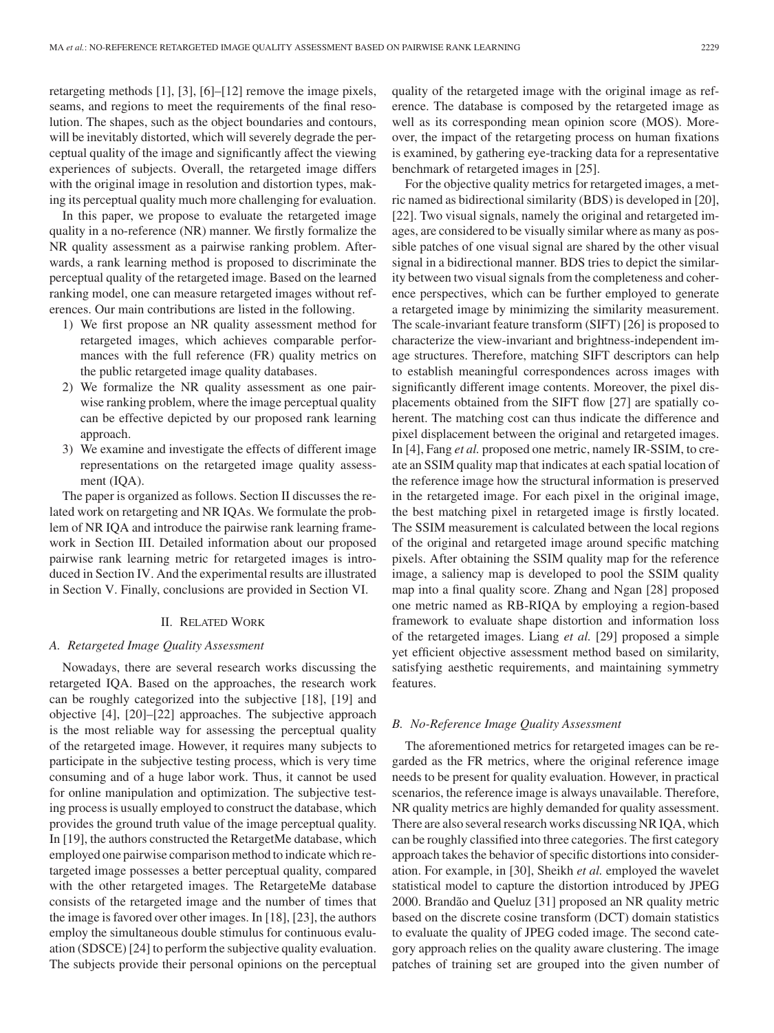retargeting methods [1], [3], [6]–[12] remove the image pixels, seams, and regions to meet the requirements of the final resolution. The shapes, such as the object boundaries and contours, will be inevitably distorted, which will severely degrade the perceptual quality of the image and significantly affect the viewing experiences of subjects. Overall, the retargeted image differs with the original image in resolution and distortion types, making its perceptual quality much more challenging for evaluation.

In this paper, we propose to evaluate the retargeted image quality in a no-reference (NR) manner. We firstly formalize the NR quality assessment as a pairwise ranking problem. Afterwards, a rank learning method is proposed to discriminate the perceptual quality of the retargeted image. Based on the learned ranking model, one can measure retargeted images without references. Our main contributions are listed in the following.

1) We first propose an NR quality assessment method for retargeted images, which achieves comparable performances with the full reference (FR) quality metrics on the public retargeted image quality databases.
2) We formalize the NR quality assessment as one pairwise ranking problem, where the image perceptual quality can be effective depicted by our proposed rank learning approach.
3) We examine and investigate the effects of different image representations on the retargeted image quality assessment (IQA).

The paper is organized as follows. Section II discusses the related work on retargeting and NR IQAs. We formulate the problem of NR IQA and introduce the pairwise rank learning framework in Section III. Detailed information about our proposed pairwise rank learning metric for retargeted images is introduced in Section IV. And the experimental results are illustrated in Section V. Finally, conclusions are provided in Section VI.

## II. Related Work

### A. Retargeted Image Quality Assessment

Nowadays, there are several research works discussing the retargeted IQA. Based on the approaches, the research work can be roughly categorized into the subjective [18], [19] and objective [4], [20]–[22] approaches. The subjective approach is the most reliable way for assessing the perceptual quality of the retargeted image. However, it requires many subjects to participate in the subjective testing process, which is very time consuming and of a huge labor work. Thus, it cannot be used for online manipulation and optimization. The subjective testing process is usually employed to construct the database, which provides the ground truth value of the image perceptual quality. In [19], the authors constructed the RetargetMe database, which employed one pairwise comparison method to indicate which retargeted image possesses a better perceptual quality, compared with the other retargeted images. The RetargeteMe database consists of the retargeted image and the number of times that the image is favored over other images. In [18], [23], the authors employ the simultaneous double stimulus for continuous evaluation (SDSCE) [24] to perform the subjective quality evaluation. The subjects provide their personal opinions on the perceptual quality of the retargeted image with the original image as reference. The database is composed by the retargeted image as well as its corresponding mean opinion score (MOS). Moreover, the impact of the retargeting process on human fixations is examined, by gathering eye-tracking data for a representative benchmark of retargeted images in [25].

For the objective quality metrics for retargeted images, a metric named as bidirectional similarity (BDS) is developed in [20], [22]. Two visual signals, namely the original and retargeted images, are considered to be visually similar where as many as possible patches of one visual signal are shared by the other visual signal in a bidirectional manner. BDS tries to depict the similarity between two visual signals from the completeness and coherence perspectives, which can be further employed to generate a retargeted image by minimizing the similarity measurement. The scale-invariant feature transform (SIFT) [26] is proposed to characterize the view-invariant and brightness-independent image structures. Therefore, matching SIFT descriptors can help to establish meaningful correspondences across images with significantly different image contents. Moreover, the pixel displacements obtained from the SIFT flow [27] are spatially coherent. The matching cost can thus indicate the difference and pixel displacement between the original and retargeted images. In [4], Fang *et al.* proposed one metric, namely IR-SSIM, to create an SSIM quality map that indicates at each spatial location of the reference image how the structural information is preserved in the retargeted image. For each pixel in the original image, the best matching pixel in retargeted image is firstly located. The SSIM measurement is calculated between the local regions of the original and retargeted image around specific matching pixels. After obtaining the SSIM quality map for the reference image, a saliency map is developed to pool the SSIM quality map into a final quality score. Zhang and Ngan [28] proposed one metric named as RB-RIQA by employing a region-based framework to evaluate shape distortion and information loss of the retargeted images. Liang *et al.* [29] proposed a simple yet efficient objective assessment method based on similarity, satisfying aesthetic requirements, and maintaining symmetry features.

### B. No-Reference Image Quality Assessment

The aforementioned metrics for retargeted images can be regarded as the FR metrics, where the original reference image needs to be present for quality evaluation. However, in practical scenarios, the reference image is always unavailable. Therefore, NR quality metrics are highly demanded for quality assessment. There are also several research works discussing NR IQA, which can be roughly classified into three categories. The first category approach takes the behavior of specific distortions into consideration. For example, in [30], Sheikh *et al.* employed the wavelet statistical model to capture the distortion introduced by JPEG 2000. Brandão and Queluz [31] proposed an NR quality metric based on the discrete cosine transform (DCT) domain statistics to evaluate the quality of JPEG coded image. The second category approach relies on the quality aware clustering. The image patches of training set are grouped into the given number of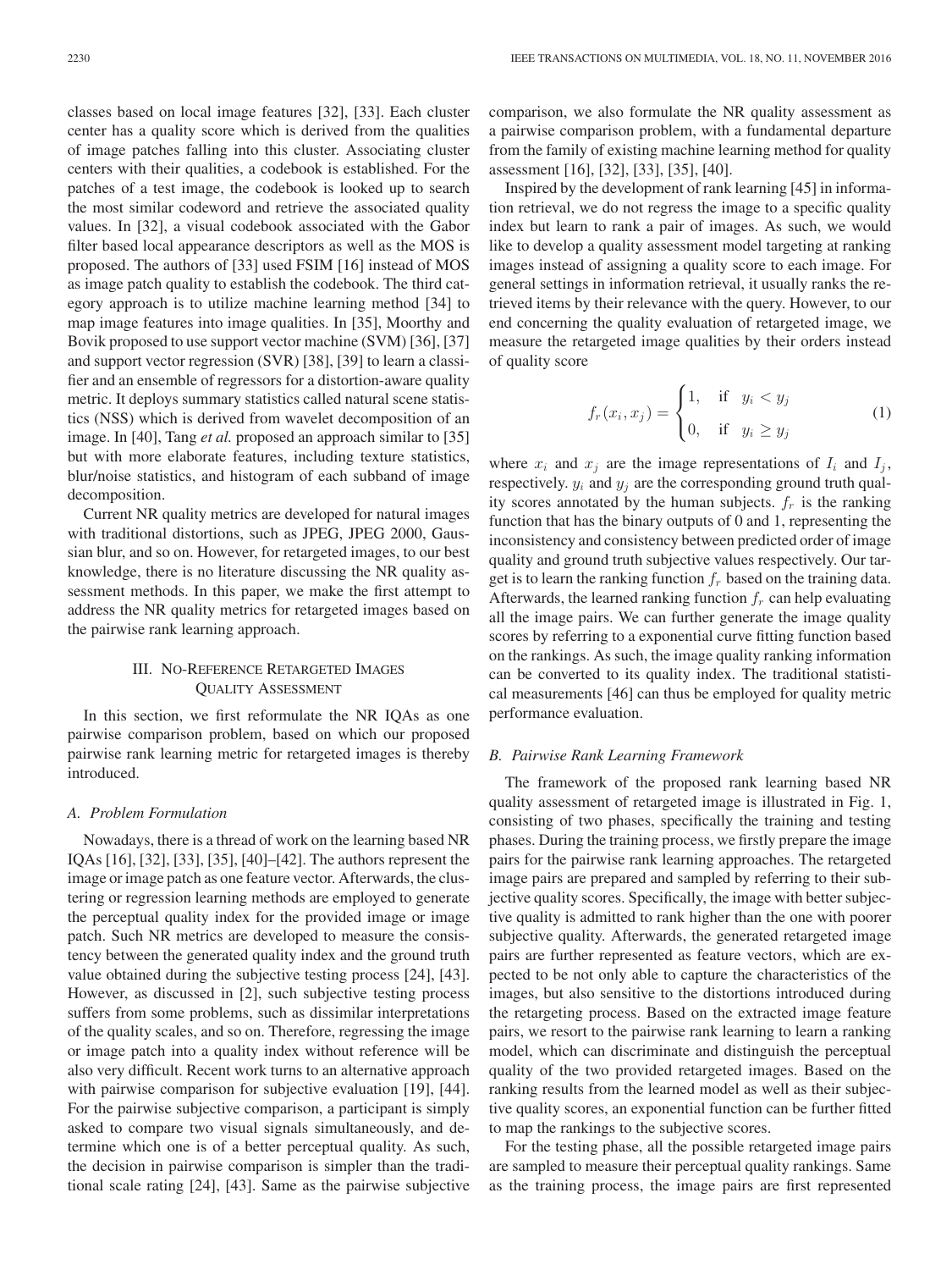classes based on local image features [32], [33]. Each cluster center has a quality score which is derived from the qualities of image patches falling into this cluster. Associating cluster centers with their qualities, a codebook is established. For the patches of a test image, the codebook is looked up to search the most similar codeword and retrieve the associated quality values. In [32], a visual codebook associated with the Gabor filter based local appearance descriptors as well as the MOS is proposed. The authors of [33] used FSIM [16] instead of MOS as image patch quality to establish the codebook. The third category approach is to utilize machine learning method [34] to map image features into image qualities. In [35], Moorthy and Bovik proposed to use support vector machine (SVM) [36], [37] and support vector regression (SVR) [38], [39] to learn a classifier and an ensemble of regressors for a distortion-aware quality metric. It deploys summary statistics called natural scene statistics (NSS) which is derived from wavelet decomposition of an image. In [40], Tang *et al.* proposed an approach similar to [35] but with more elaborate features, including texture statistics, blur/noise statistics, and histogram of each subband of image decomposition.

Current NR quality metrics are developed for natural images with traditional distortions, such as JPEG, JPEG 2000, Gaussian blur, and so on. However, for retargeted images, to our best knowledge, there is no literature discussing the NR quality assessment methods. In this paper, we make the first attempt to address the NR quality metrics for retargeted images based on the pairwise rank learning approach.

## III. No-Reference Retargeted Images Quality Assessment

In this section, we first reformulate the NR IQAs as one pairwise comparison problem, based on which our proposed pairwise rank learning metric for retargeted images is thereby introduced.

### A. Problem Formulation

Nowadays, there is a thread of work on the learning based NR IQAs [16], [32], [33], [35], [40]–[42]. The authors represent the image or image patch as one feature vector. Afterwards, the clustering or regression learning methods are employed to generate the perceptual quality index for the provided image or image patch. Such NR metrics are developed to measure the consistency between the generated quality index and the ground truth value obtained during the subjective testing process [24], [43]. However, as discussed in [2], such subjective testing process suffers from some problems, such as dissimilar interpretations of the quality scales, and so on. Therefore, regressing the image or image patch into a quality index without reference will be also very difficult. Recent work turns to an alternative approach with pairwise comparison for subjective evaluation [19], [44]. For the pairwise subjective comparison, a participant is simply asked to compare two visual signals simultaneously, and determine which one is of a better perceptual quality. As such, the decision in pairwise comparison is simpler than the traditional scale rating [24], [43]. Same as the pairwise subjective comparison, we also formulate the NR quality assessment as a pairwise comparison problem, with a fundamental departure from the family of existing machine learning method for quality assessment [16], [32], [33], [35], [40].

Inspired by the development of rank learning [45] in information retrieval, we do not regress the image to a specific quality index but learn to rank a pair of images. As such, we would like to develop a quality assessment model targeting at ranking images instead of assigning a quality score to each image. For general settings in information retrieval, it usually ranks the retrieved items by their relevance with the query. However, to our end concerning the quality evaluation of retargeted image, we measure the retargeted image qualities by their orders instead of quality score

$$f_r(x_i, x_j) = \begin{cases} 1, & \text{if} \quad y_i < y_j \\ 0, & \text{if} \quad y_i \geq y_j \end{cases} \tag{1}$$

where $x_i$ and $x_j$ are the image representations of $I_i$ and $I_j$, respectively. $y_i$ and $y_j$ are the corresponding ground truth quality scores annotated by the human subjects. $f_r$ is the ranking function that has the binary outputs of 0 and 1, representing the inconsistency and consistency between predicted order of image quality and ground truth subjective values respectively. Our target is to learn the ranking function $f_r$ based on the training data. Afterwards, the learned ranking function $f_r$ can help evaluating all the image pairs. We can further generate the image quality scores by referring to a exponential curve fitting function based on the rankings. As such, the image quality ranking information can be converted to its quality index. The traditional statistical measurements [46] can thus be employed for quality metric performance evaluation.

### B. Pairwise Rank Learning Framework

The framework of the proposed rank learning based NR quality assessment of retargeted image is illustrated in Fig. 1, consisting of two phases, specifically the training and testing phases. During the training process, we firstly prepare the image pairs for the pairwise rank learning approaches. The retargeted image pairs are prepared and sampled by referring to their subjective quality scores. Specifically, the image with better subjective quality is admitted to rank higher than the one with poorer subjective quality. Afterwards, the generated retargeted image pairs are further represented as feature vectors, which are expected to be not only able to capture the characteristics of the images, but also sensitive to the distortions introduced during the retargeting process. Based on the extracted image feature pairs, we resort to the pairwise rank learning to learn a ranking model, which can discriminate and distinguish the perceptual quality of the two provided retargeted images. Based on the ranking results from the learned model as well as their subjective quality scores, an exponential function can be further fitted to map the rankings to the subjective scores.

For the testing phase, all the possible retargeted image pairs are sampled to measure their perceptual quality rankings. Same as the training process, the image pairs are first represented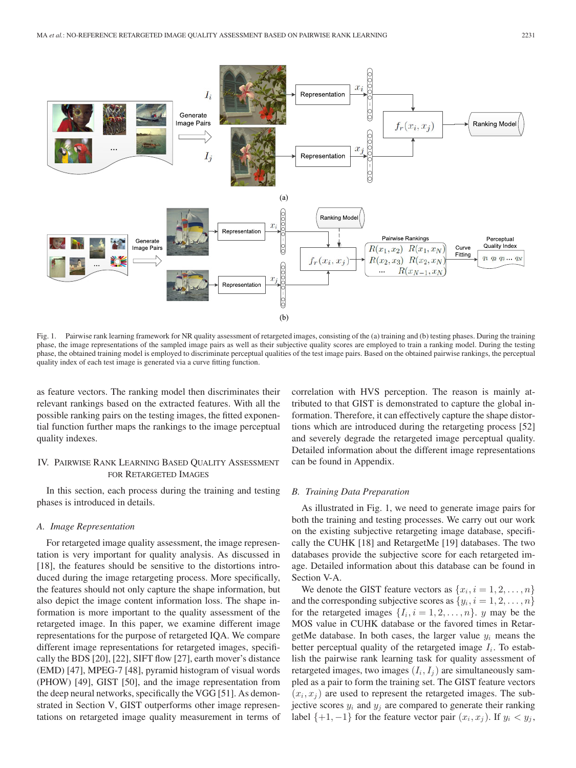Fig. 1. Pairwise rank learning framework for NR quality assessment of retargeted images, consisting of the (a) training and (b) testing phases. During the training phase, the image representations of the sampled image pairs as well as their subjective quality scores are employed to train a ranking model. During the testing phase, the obtained training model is employed to discriminate perceptual qualities of the test image pairs. Based on the obtained pairwise rankings, the perceptual quality index of each test image is generated via a curve fitting function.

as feature vectors. The ranking model then discriminates their relevant rankings based on the extracted features. With all the possible ranking pairs on the testing images, the fitted exponential function further maps the rankings to the image perceptual quality indexes.

## IV. Pairwise Rank Learning Based Quality Assessment for Retargeted Images

In this section, each process during the training and testing phases is introduced in details.

### A. Image Representation

For retargeted image quality assessment, the image representation is very important for quality analysis. As discussed in [18], the features should be sensitive to the distortions introduced during the image retargeting process. More specifically, the features should not only capture the shape information, but also depict the image content information loss. The shape information is more important to the quality assessment of the retargeted image. In this paper, we examine different image representations for the purpose of retargeted IQA. We compare different image representations for retargeted images, specifically the BDS [20], [22], SIFT flow [27], earth mover's distance (EMD) [47], MPEG-7 [48], pyramid histogram of visual words (PHOW) [49], GIST [50], and the image representation from the deep neural networks, specifically the VGG [51]. As demonstrated in Section V, GIST outperforms other image representations on retargeted image quality measurement in terms of correlation with HVS perception. The reason is mainly attributed to that GIST is demonstrated to capture the global information. Therefore, it can effectively capture the shape distortions which are introduced during the retargeting process [52] and severely degrade the retargeted image perceptual quality. Detailed information about the different image representations can be found in Appendix.

### B. Training Data Preparation

As illustrated in Fig. 1, we need to generate image pairs for both the training and testing processes. We carry out our work on the existing subjective retargeting image database, specifically the CUHK [18] and RetargetMe [19] databases. The two databases provide the subjective score for each retargeted image. Detailed information about this database can be found in Section V-A.

We denote the GIST feature vectors as $\{x_i, i = 1, 2, \ldots, n\}$ and the corresponding subjective scores as $\{y_i, i = 1, 2, \ldots, n\}$ for the retargeted images $\{I_i, i = 1, 2, \ldots, n\}$. $y$ may be the MOS value in CUHK database or the favored times in RetargetMe database. In both cases, the larger value $y_i$ means the better perceptual quality of the retargeted image $I_i$. To establish the pairwise rank learning task for quality assessment of retargeted images, two images $(I_i, I_j)$ are simultaneously sampled as a pair to form the training set. The GIST feature vectors $(x_i, x_j)$ are used to represent the retargeted images. The subjective scores $y_i$ and $y_j$ are compared to generate their ranking label $\{+1, -1\}$ for the feature vector pair $(x_i, x_j)$. If $y_i < y_j$,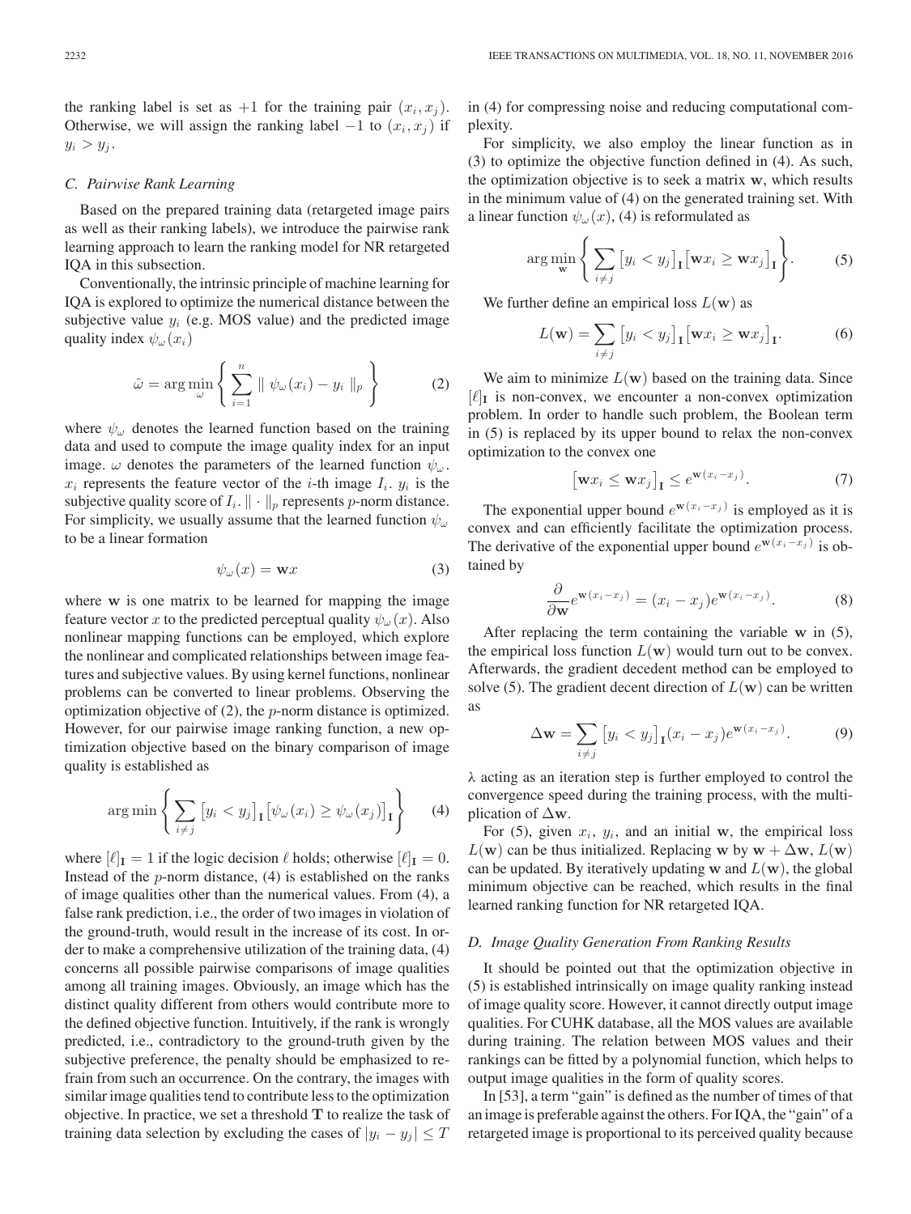the ranking label is set as $+1$ for the training pair $(x_i, x_j)$. Otherwise, we will assign the ranking label $-1$ to $(x_i, x_j)$ if $y_i > y_j$.

### C. Pairwise Rank Learning

Based on the prepared training data (retargeted image pairs as well as their ranking labels), we introduce the pairwise rank learning approach to learn the ranking model for NR retargeted IQA in this subsection.

Conventionally, the intrinsic principle of machine learning for IQA is explored to optimize the numerical distance between the subjective value $y_i$ (e.g. MOS value) and the predicted image quality index $\psi_\omega(x_i)$

$$\hat{\omega} = \arg\min_{\omega} \left\{ \sum_{i=1}^{n} \| \psi_\omega(x_i) - y_i \|_p \right\} \tag{2}$$

where $\psi_\omega$ denotes the learned function based on the training data and used to compute the image quality index for an input image. $\omega$ denotes the parameters of the learned function $\psi_\omega$. $x_i$ represents the feature vector of the $i$-th image $I_i$. $y_i$ is the subjective quality score of $I_i$. $\| \cdot \|_p$ represents $p$-norm distance. For simplicity, we usually assume that the learned function $\psi_\omega$ to be a linear formation

$$\psi_\omega(x) = \mathbf{w}x \tag{3}$$

where $\mathbf{w}$ is one matrix to be learned for mapping the image feature vector $x$ to the predicted perceptual quality $\psi_\omega(x)$. Also nonlinear mapping functions can be employed, which explore the nonlinear and complicated relationships between image features and subjective values. By using kernel functions, nonlinear problems can be converted to linear problems. Observing the optimization objective of (2), the $p$-norm distance is optimized. However, for our pairwise image ranking function, a new optimization objective based on the binary comparison of image quality is established as

$$\arg\min \left\{ \sum_{i \neq j} \left[ y_i < y_j \right]_{\mathbf{I}} \left[ \psi_\omega(x_i) \geq \psi_\omega(x_j) \right]_{\mathbf{I}} \right\} \tag{4}$$

where $[\ell]_{\mathbf{I}} = 1$ if the logic decision $\ell$ holds; otherwise $[\ell]_{\mathbf{I}} = 0$. Instead of the $p$-norm distance, (4) is established on the ranks of image qualities other than the numerical values. From (4), a false rank prediction, i.e., the order of two images in violation of the ground-truth, would result in the increase of its cost. In order to make a comprehensive utilization of the training data, (4) concerns all possible pairwise comparisons of image qualities among all training images. Obviously, an image which has the distinct quality different from others would contribute more to the defined objective function. Intuitively, if the rank is wrongly predicted, i.e., contradictory to the ground-truth given by the subjective preference, the penalty should be emphasized to refrain from such an occurrence. On the contrary, the images with similar image qualities tend to contribute less to the optimization objective. In practice, we set a threshold $\mathbf{T}$ to realize the task of training data selection by excluding the cases of $|y_i - y_j| \leq T$ in (4) for compressing noise and reducing computational complexity.

For simplicity, we also employ the linear function as in (3) to optimize the objective function defined in (4). As such, the optimization objective is to seek a matrix $\mathbf{w}$, which results in the minimum value of (4) on the generated training set. With a linear function $\psi_\omega(x)$, (4) is reformulated as

$$\arg\min_{\mathbf{w}} \left\{ \sum_{i \neq j} \left[ y_i < y_j \right]_{\mathbf{I}} \left[ \mathbf{w}x_i \geq \mathbf{w}x_j \right]_{\mathbf{I}} \right\}. \tag{5}$$

We further define an empirical loss $L(\mathbf{w})$ as

$$L(\mathbf{w}) = \sum_{i \neq j} \left[ y_i < y_j \right]_{\mathbf{I}} \left[ \mathbf{w}x_i \geq \mathbf{w}x_j \right]_{\mathbf{I}}. \tag{6}$$

We aim to minimize $L(\mathbf{w})$ based on the training data. Since $[\ell]_{\mathbf{I}}$ is non-convex, we encounter a non-convex optimization problem. In order to handle such problem, the Boolean term in (5) is replaced by its upper bound to relax the non-convex optimization to the convex one

$$\left[ \mathbf{w}x_i \leq \mathbf{w}x_j \right]_{\mathbf{I}} \leq e^{\mathbf{w}(x_i - x_j)}. \tag{7}$$

The exponential upper bound $e^{\mathbf{w}(x_i - x_j)}$ is employed as it is convex and can efficiently facilitate the optimization process. The derivative of the exponential upper bound $e^{\mathbf{w}(x_i - x_j)}$ is obtained by

$$\frac{\partial}{\partial \mathbf{w}} e^{\mathbf{w}(x_i - x_j)} = (x_i - x_j) e^{\mathbf{w}(x_i - x_j)}. \tag{8}$$

After replacing the term containing the variable $\mathbf{w}$ in (5), the empirical loss function $L(\mathbf{w})$ would turn out to be convex. Afterwards, the gradient decedent method can be employed to solve (5). The gradient decent direction of $L(\mathbf{w})$ can be written as

$$\Delta \mathbf{w} = \sum_{i \neq j} \left[ y_i < y_j \right]_{\mathbf{I}} (x_i - x_j) e^{\mathbf{w}(x_i - x_j)}. \tag{9}$$

$\lambda$ acting as an iteration step is further employed to control the convergence speed during the training process, with the multiplication of $\Delta \mathbf{w}$.

For (5), given $x_i$, $y_i$, and an initial $\mathbf{w}$, the empirical loss $L(\mathbf{w})$ can be thus initialized. Replacing $\mathbf{w}$ by $\mathbf{w} + \Delta \mathbf{w}$, $L(\mathbf{w})$ can be updated. By iteratively updating $\mathbf{w}$ and $L(\mathbf{w})$, the global minimum objective can be reached, which results in the final learned ranking function for NR retargeted IQA.

### D. Image Quality Generation From Ranking Results

It should be pointed out that the optimization objective in (5) is established intrinsically on image quality ranking instead of image quality score. However, it cannot directly output image qualities. For CUHK database, all the MOS values are available during training. The relation between MOS values and their rankings can be fitted by a polynomial function, which helps to output image qualities in the form of quality scores.

In [53], a term "gain" is defined as the number of times of that an image is preferable against the others. For IQA, the "gain" of a retargeted image is proportional to its perceived quality because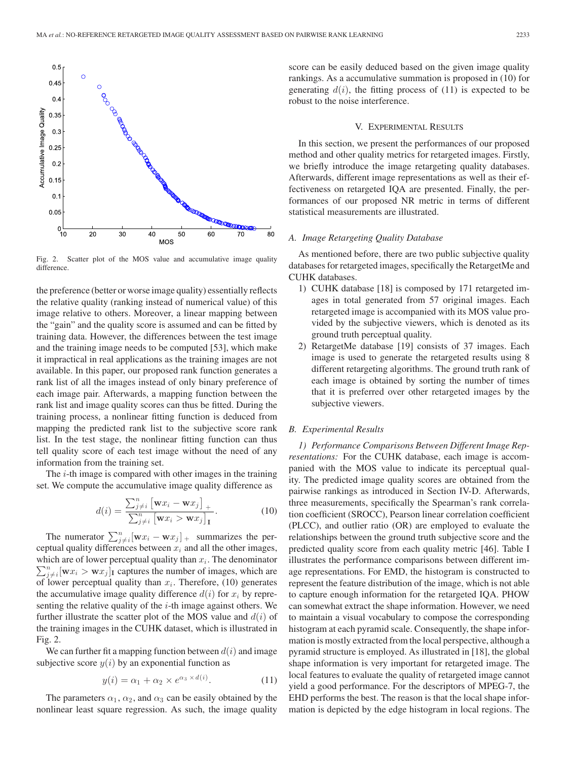Fig. 2. Scatter plot of the MOS value and accumulative image quality difference.

the preference (better or worse image quality) essentially reflects the relative quality (ranking instead of numerical value) of this image relative to others. Moreover, a linear mapping between the "gain" and the quality score is assumed and can be fitted by training data. However, the differences between the test image and the training image needs to be computed [53], which make it impractical in real applications as the training images are not available. In this paper, our proposed rank function generates a rank list of all the images instead of only binary preference of each image pair. Afterwards, a mapping function between the rank list and image quality scores can thus be fitted. During the training process, a nonlinear fitting function is deduced from mapping the predicted rank list to the subjective score rank list. In the test stage, the nonlinear fitting function can thus tell quality score of each test image without the need of any information from the training set.

The $i$-th image is compared with other images in the training set. We compute the accumulative image quality difference as

$$d(i) = \frac{\sum_{j \neq i}^{n} \left[\mathbf{w}x_i - \mathbf{w}x_j\right]_+}{\sum_{j \neq i}^{n} \left[\mathbf{w}x_i > \mathbf{w}x_j\right]_{\mathbf{I}}}. \tag{10}$$

The numerator $\sum_{j \neq i}^{n}[\mathbf{w}x_i - \mathbf{w}x_j]_+$ summarizes the perceptual quality differences between $x_i$ and all the other images, which are of lower perceptual quality than $x_i$. The denominator $\sum_{j \neq i}^{n}[\mathbf{w}x_i > \mathbf{w}x_j]_{\mathbf{I}}$ captures the number of images, which are of lower perceptual quality than $x_i$. Therefore, (10) generates the accumulative image quality difference $d(i)$ for $x_i$ by representing the relative quality of the $i$-th image against others. We further illustrate the scatter plot of the MOS value and $d(i)$ of the training images in the CUHK dataset, which is illustrated in Fig. 2.

We can further fit a mapping function between $d(i)$ and image subjective score $y(i)$ by an exponential function as

$$y(i) = \alpha_1 + \alpha_2 \times e^{\alpha_3 \times d(i)}. \tag{11}$$

The parameters $\alpha_1$, $\alpha_2$, and $\alpha_3$ can be easily obtained by the nonlinear least square regression. As such, the image quality score can be easily deduced based on the given image quality rankings. As a accumulative summation is proposed in (10) for generating $d(i)$, the fitting process of (11) is expected to be robust to the noise interference.

## V. Experimental Results

In this section, we present the performances of our proposed method and other quality metrics for retargeted images. Firstly, we briefly introduce the image retargeting quality databases. Afterwards, different image representations as well as their effectiveness on retargeted IQA are presented. Finally, the performances of our proposed NR metric in terms of different statistical measurements are illustrated.

### A. Image Retargeting Quality Database

As mentioned before, there are two public subjective quality databases for retargeted images, specifically the RetargetMe and CUHK databases.

1) CUHK database [18] is composed by 171 retargeted images in total generated from 57 original images. Each retargeted image is accompanied with its MOS value provided by the subjective viewers, which is denoted as its ground truth perceptual quality.
2) RetargetMe database [19] consists of 37 images. Each image is used to generate the retargeted results using 8 different retargeting algorithms. The ground truth rank of each image is obtained by sorting the number of times that it is preferred over other retargeted images by the subjective viewers.

### B. Experimental Results

*1) Performance Comparisons Between Different Image Representations:* For the CUHK database, each image is accompanied with the MOS value to indicate its perceptual quality. The predicted image quality scores are obtained from the pairwise rankings as introduced in Section IV-D. Afterwards, three measurements, specifically the Spearman's rank correlation coefficient (SROCC), Pearson linear correlation coefficient (PLCC), and outlier ratio (OR) are employed to evaluate the relationships between the ground truth subjective score and the predicted quality score from each quality metric [46]. Table I illustrates the performance comparisons between different image representations. For EMD, the histogram is constructed to represent the feature distribution of the image, which is not able to capture enough information for the retargeted IQA. PHOW can somewhat extract the shape information. However, we need to maintain a visual vocabulary to compose the corresponding histogram at each pyramid scale. Consequently, the shape information is mostly extracted from the local perspective, although a pyramid structure is employed. As illustrated in [18], the global shape information is very important for retargeted image. The local features to evaluate the quality of retargeted image cannot yield a good performance. For the descriptors of MPEG-7, the EHD performs the best. The reason is that the local shape information is depicted by the edge histogram in local regions. The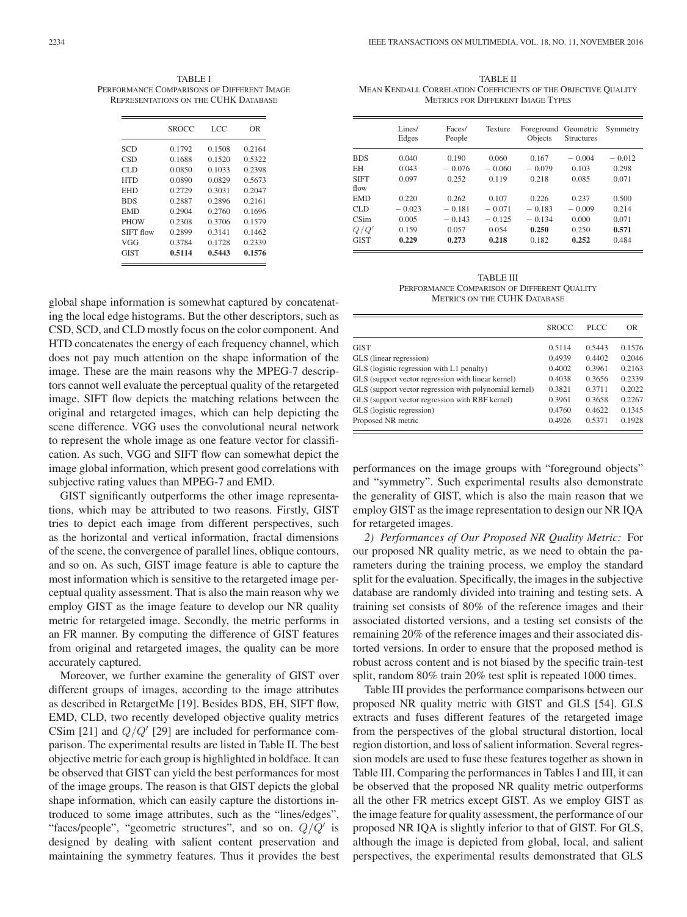TABLE I
PERFORMANCE COMPARISONS OF DIFFERENT IMAGE REPRESENTATIONS ON THE CUHK DATABASE

| | SROCC | LCC | OR |
|---|---|---|---|
| SCD | 0.1792 | 0.1508 | 0.2164 |
| CSD | 0.1688 | 0.1520 | 0.5322 |
| CLD | 0.0850 | 0.1033 | 0.2398 |
| HTD | 0.0890 | 0.0829 | 0.5673 |
| EHD | 0.2729 | 0.3031 | 0.2047 |
| BDS | 0.2887 | 0.2896 | 0.2161 |
| EMD | 0.2904 | 0.2760 | 0.1696 |
| PHOW | 0.2308 | 0.3706 | 0.1579 |
| SIFT flow | 0.2899 | 0.3141 | 0.1462 |
| VGG | 0.3784 | 0.1728 | 0.2339 |
| GIST | **0.5114** | **0.5443** | **0.1576** |

TABLE II
MEAN KENDALL CORRELATION COEFFICIENTS OF THE OBJECTIVE QUALITY METRICS FOR DIFFERENT IMAGE TYPES

| | Lines/ Edges | Faces/ People | Texture | Foreground Objects | Geometric Structures | Symmetry |
|---|---|---|---|---|---|---|
| BDS | 0.040 | 0.190 | 0.060 | 0.167 | − 0.004 | − 0.012 |
| EH | 0.043 | − 0.076 | − 0.060 | − 0.079 | 0.103 | 0.298 |
| SIFT flow | 0.097 | 0.252 | 0.119 | 0.218 | 0.085 | 0.071 |
| EMD | 0.220 | 0.262 | 0.107 | 0.226 | 0.237 | 0.500 |
| CLD | − 0.023 | − 0.181 | − 0.071 | − 0.183 | − 0.009 | 0.214 |
| CSim | 0.005 | − 0.143 | − 0.125 | − 0.134 | 0.000 | 0.071 |
| $Q/Q'$ | 0.159 | 0.057 | 0.054 | **0.250** | 0.250 | **0.571** |
| GIST | **0.229** | **0.273** | **0.218** | 0.182 | **0.252** | 0.484 |

TABLE III
PERFORMANCE COMPARISON OF DIFFERENT QUALITY METRICS ON THE CUHK DATABASE

| | SROCC | PLCC | OR |
|---|---|---|---|
| GIST | 0.5114 | 0.5443 | 0.1576 |
| GLS (linear regression) | 0.4939 | 0.4402 | 0.2046 |
| GLS (logistic regression with L1 penalty) | 0.4002 | 0.3961 | 0.2163 |
| GLS (support vector regression with linear kernel) | 0.4038 | 0.3656 | 0.2339 |
| GLS (support vector regression with polynomial kernel) | 0.3821 | 0.3711 | 0.2022 |
| GLS (support vector regression with RBF kernel) | 0.3961 | 0.3658 | 0.2267 |
| GLS (logistic regression) | 0.4760 | 0.4622 | 0.1345 |
| Proposed NR metric | 0.4926 | 0.5371 | 0.1928 |

global shape information is somewhat captured by concatenating the local edge histograms. But the other descriptors, such as CSD, SCD, and CLD mostly focus on the color component. And HTD concatenates the energy of each frequency channel, which does not pay much attention on the shape information of the image. These are the main reasons why the MPEG-7 descriptors cannot well evaluate the perceptual quality of the retargeted image. SIFT flow depicts the matching relations between the original and retargeted images, which can help depicting the scene difference. VGG uses the convolutional neural network to represent the whole image as one feature vector for classification. As such, VGG and SIFT flow can somewhat depict the image global information, which present good correlations with subjective rating values than MPEG-7 and EMD.

GIST significantly outperforms the other image representations, which may be attributed to two reasons. Firstly, GIST tries to depict each image from different perspectives, such as the horizontal and vertical information, fractal dimensions of the scene, the convergence of parallel lines, oblique contours, and so on. As such, GIST image feature is able to capture the most information which is sensitive to the retargeted image perceptual quality assessment. That is also the main reason why we employ GIST as the image feature to develop our NR quality metric for retargeted image. Secondly, the metric performs in an FR manner. By computing the difference of GIST features from original and retargeted images, the quality can be more accurately captured.

Moreover, we further examine the generality of GIST over different groups of images, according to the image attributes as described in RetargetMe [19]. Besides BDS, EH, SIFT flow, EMD, CLD, two recently developed objective quality metrics CSim [21] and $Q/Q'$ [29] are included for performance comparison. The experimental results are listed in Table II. The best objective metric for each group is highlighted in boldface. It can be observed that GIST can yield the best performances for most of the image groups. The reason is that GIST depicts the global shape information, which can easily capture the distortions introduced to some image attributes, such as the "lines/edges", "faces/people", "geometric structures", and so on. $Q/Q'$ is designed by dealing with salient content preservation and maintaining the symmetry features. Thus it provides the best performances on the image groups with "foreground objects" and "symmetry". Such experimental results also demonstrate the generality of GIST, which is also the main reason that we employ GIST as the image representation to design our NR IQA for retargeted images.

*2) Performances of Our Proposed NR Quality Metric:* For our proposed NR quality metric, as we need to obtain the parameters during the training process, we employ the standard split for the evaluation. Specifically, the images in the subjective database are randomly divided into training and testing sets. A training set consists of 80% of the reference images and their associated distorted versions, and a testing set consists of the remaining 20% of the reference images and their associated distorted versions. In order to ensure that the proposed method is robust across content and is not biased by the specific train-test split, random 80% train 20% test split is repeated 1000 times.

Table III provides the performance comparisons between our proposed NR quality metric with GIST and GLS [54]. GLS extracts and fuses different features of the retargeted image from the perspectives of the global structural distortion, local region distortion, and loss of salient information. Several regression models are used to fuse these features together as shown in Table III. Comparing the performances in Tables I and III, it can be observed that the proposed NR quality metric outperforms all the other FR metrics except GIST. As we employ GIST as the image feature for quality assessment, the performance of our proposed NR IQA is slightly inferior to that of GIST. For GLS, although the image is depicted from global, local, and salient perspectives, the experimental results demonstrated that GLS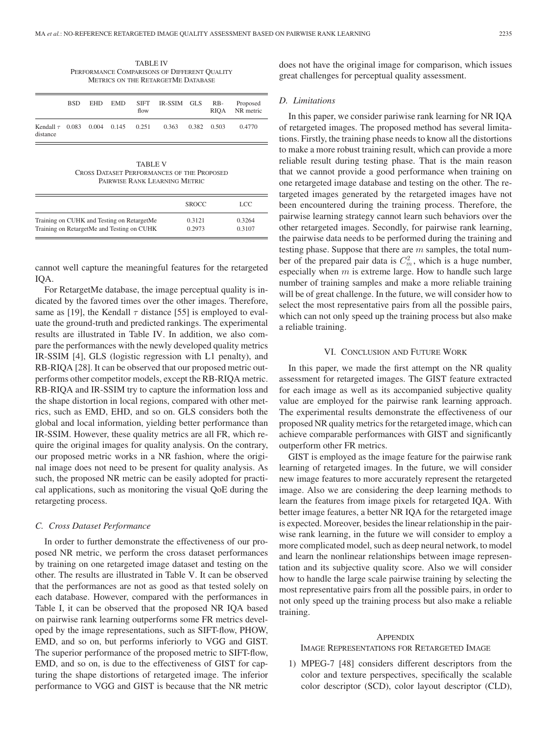TABLE IV
PERFORMANCE COMPARISONS OF DIFFERENT QUALITY METRICS ON THE RETARGETME DATABASE

| | BSD | EHD | EMD | SIFT flow | IR-SSIM | GLS | RB-RIQA | Proposed NR metric |
|---|---|---|---|---|---|---|---|---|
| Kendall $\tau$ distance | 0.083 | 0.004 | 0.145 | 0.251 | 0.363 | 0.382 | 0.503 | 0.4770 |

TABLE V
CROSS DATASET PERFORMANCES OF THE PROPOSED PAIRWISE RANK LEARNING METRIC

| | SROCC | LCC |
|---|---|---|
| Training on CUHK and Testing on RetargetMe | 0.3121 | 0.3264 |
| Training on RetargetMe and Testing on CUHK | 0.2973 | 0.3107 |

cannot well capture the meaningful features for the retargeted IQA.

For RetargetMe database, the image perceptual quality is indicated by the favored times over the other images. Therefore, same as [19], the Kendall $\tau$ distance [55] is employed to evaluate the ground-truth and predicted rankings. The experimental results are illustrated in Table IV. In addition, we also compare the performances with the newly developed quality metrics IR-SSIM [4], GLS (logistic regression with L1 penalty), and RB-RIQA [28]. It can be observed that our proposed metric outperforms other competitor models, except the RB-RIQA metric. RB-RIQA and IR-SSIM try to capture the information loss and the shape distortion in local regions, compared with other metrics, such as EMD, EHD, and so on. GLS considers both the global and local information, yielding better performance than IR-SSIM. However, these quality metrics are all FR, which require the original images for quality analysis. On the contrary, our proposed metric works in a NR fashion, where the original image does not need to be present for quality analysis. As such, the proposed NR metric can be easily adopted for practical applications, such as monitoring the visual QoE during the retargeting process.

### C. Cross Dataset Performance

In order to further demonstrate the effectiveness of our proposed NR metric, we perform the cross dataset performances by training on one retargeted image dataset and testing on the other. The results are illustrated in Table V. It can be observed that the performances are not as good as that tested solely on each database. However, compared with the performances in Table I, it can be observed that the proposed NR IQA based on pairwise rank learning outperforms some FR metrics developed by the image representations, such as SIFT-flow, PHOW, EMD, and so on, but performs inferiorly to VGG and GIST. The superior performance of the proposed metric to SIFT-flow, EMD, and so on, is due to the effectiveness of GIST for capturing the shape distortions of retargeted image. The inferior performance to VGG and GIST is because that the NR metric does not have the original image for comparison, which issues great challenges for perceptual quality assessment.

### D. Limitations

In this paper, we consider pariwise rank learning for NR IQA of retargeted images. The proposed method has several limitations. Firstly, the training phase needs to know all the distortions to make a more robust training result, which can provide a more reliable result during testing phase. That is the main reason that we cannot provide a good performance when training on one retargeted image database and testing on the other. The retargeted images generated by the retargeted images have not been encountered during the training process. Therefore, the pairwise learning strategy cannot learn such behaviors over the other retargeted images. Secondly, for pairwise rank learning, the pairwise data needs to be performed during the training and testing phase. Suppose that there are $m$ samples, the total number of the prepared pair data is $C_m^2$, which is a huge number, especially when $m$ is extreme large. How to handle such large number of training samples and make a more reliable training will be of great challenge. In the future, we will consider how to select the most representative pairs from all the possible pairs, which can not only speed up the training process but also make a reliable training.

## VI. CONCLUSION AND FUTURE WORK

In this paper, we made the first attempt on the NR quality assessment for retargeted images. The GIST feature extracted for each image as well as its accompanied subjective quality value are employed for the pairwise rank learning approach. The experimental results demonstrate the effectiveness of our proposed NR quality metrics for the retargeted image, which can achieve comparable performances with GIST and significantly outperform other FR metrics.

GIST is employed as the image feature for the pairwise rank learning of retargeted images. In the future, we will consider new image features to more accurately represent the retargeted image. Also we are considering the deep learning methods to learn the features from image pixels for retargeted IQA. With better image features, a better NR IQA for the retargeted image is expected. Moreover, besides the linear relationship in the pairwise rank learning, in the future we will consider to employ a more complicated model, such as deep neural network, to model and learn the nonlinear relationships between image representation and its subjective quality score. Also we will consider how to handle the large scale pairwise training by selecting the most representative pairs from all the possible pairs, in order to not only speed up the training process but also make a reliable training.

## APPENDIX
## IMAGE REPRESENTATIONS FOR RETARGETED IMAGE

1) MPEG-7 [48] considers different descriptors from the color and texture perspectives, specifically the scalable color descriptor (SCD), color layout descriptor (CLD),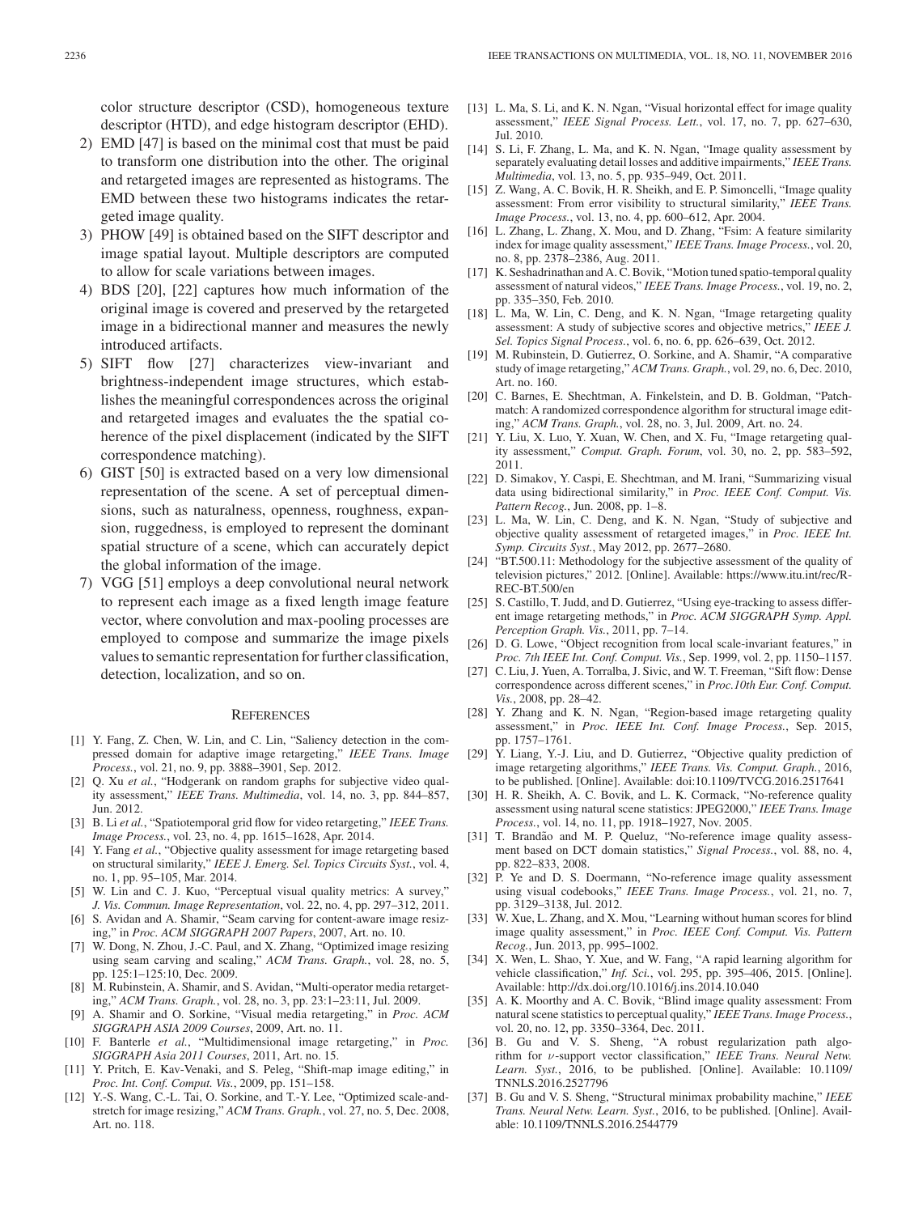color structure descriptor (CSD), homogeneous texture descriptor (HTD), and edge histogram descriptor (EHD).

2) EMD [47] is based on the minimal cost that must be paid to transform one distribution into the other. The original and retargeted images are represented as histograms. The EMD between these two histograms indicates the retargeted image quality.
3) PHOW [49] is obtained based on the SIFT descriptor and image spatial layout. Multiple descriptors are computed to allow for scale variations between images.
4) BDS [20], [22] captures how much information of the original image is covered and preserved by the retargeted image in a bidirectional manner and measures the newly introduced artifacts.
5) SIFT flow [27] characterizes view-invariant and brightness-independent image structures, which establishes the meaningful correspondences across the original and retargeted images and evaluates the the spatial coherence of the pixel displacement (indicated by the SIFT correspondence matching).
6) GIST [50] is extracted based on a very low dimensional representation of the scene. A set of perceptual dimensions, such as naturalness, openness, roughness, expansion, ruggedness, is employed to represent the dominant spatial structure of a scene, which can accurately depict the global information of the image.
7) VGG [51] employs a deep convolutional neural network to represent each image as a fixed length image feature vector, where convolution and max-pooling processes are employed to compose and summarize the image pixels values to semantic representation for further classification, detection, localization, and so on.

## References

[1] Y. Fang, Z. Chen, W. Lin, and C. Lin, "Saliency detection in the compressed domain for adaptive image retargeting," *IEEE Trans. Image Process.*, vol. 21, no. 9, pp. 3888–3901, Sep. 2012.

[2] Q. Xu *et al.*, "Hodgerank on random graphs for subjective video quality assessment," *IEEE Trans. Multimedia*, vol. 14, no. 3, pp. 844–857, Jun. 2012.

[3] B. Li *et al.*, "Spatiotemporal grid flow for video retargeting," *IEEE Trans. Image Process.*, vol. 23, no. 4, pp. 1615–1628, Apr. 2014.

[4] Y. Fang *et al.*, "Objective quality assessment for image retargeting based on structural similarity," *IEEE J. Emerg. Sel. Topics Circuits Syst.*, vol. 4, no. 1, pp. 95–105, Mar. 2014.

[5] W. Lin and C. J. Kuo, "Perceptual visual quality metrics: A survey," *J. Vis. Commun. Image Representation*, vol. 22, no. 4, pp. 297–312, 2011.

[6] S. Avidan and A. Shamir, "Seam carving for content-aware image resizing," in *Proc. ACM SIGGRAPH 2007 Papers*, 2007, Art. no. 10.

[7] W. Dong, N. Zhou, J.-C. Paul, and X. Zhang, "Optimized image resizing using seam carving and scaling," *ACM Trans. Graph.*, vol. 28, no. 5, pp. 125:1–125:10, Dec. 2009.

[8] M. Rubinstein, A. Shamir, and S. Avidan, "Multi-operator media retargeting," *ACM Trans. Graph.*, vol. 28, no. 3, pp. 23:1–23:11, Jul. 2009.

[9] A. Shamir and O. Sorkine, "Visual media retargeting," in *Proc. ACM SIGGRAPH ASIA 2009 Courses*, 2009, Art. no. 11.

[10] F. Banterle *et al.*, "Multidimensional image retargeting," in *Proc. SIGGRAPH Asia 2011 Courses*, 2011, Art. no. 15.

[11] Y. Pritch, E. Kav-Venaki, and S. Peleg, "Shift-map image editing," in *Proc. Int. Conf. Comput. Vis.*, 2009, pp. 151–158.

[12] Y.-S. Wang, C.-L. Tai, O. Sorkine, and T.-Y. Lee, "Optimized scale-and-stretch for image resizing," *ACM Trans. Graph.*, vol. 27, no. 5, Dec. 2008, Art. no. 118.

[13] L. Ma, S. Li, and K. N. Ngan, "Visual horizontal effect for image quality assessment," *IEEE Signal Process. Lett.*, vol. 17, no. 7, pp. 627–630, Jul. 2010.

[14] S. Li, F. Zhang, L. Ma, and K. N. Ngan, "Image quality assessment by separately evaluating detail losses and additive impairments," *IEEE Trans. Multimedia*, vol. 13, no. 5, pp. 935–949, Oct. 2011.

[15] Z. Wang, A. C. Bovik, H. R. Sheikh, and E. P. Simoncelli, "Image quality assessment: From error visibility to structural similarity," *IEEE Trans. Image Process.*, vol. 13, no. 4, pp. 600–612, Apr. 2004.

[16] L. Zhang, L. Zhang, X. Mou, and D. Zhang, "Fsim: A feature similarity index for image quality assessment," *IEEE Trans. Image Process.*, vol. 20, no. 8, pp. 2378–2386, Aug. 2011.

[17] K. Seshadrinathan and A. C. Bovik, "Motion tuned spatio-temporal quality assessment of natural videos," *IEEE Trans. Image Process.*, vol. 19, no. 2, pp. 335–350, Feb. 2010.

[18] L. Ma, W. Lin, C. Deng, and K. N. Ngan, "Image retargeting quality assessment: A study of subjective scores and objective metrics," *IEEE J. Sel. Topics Signal Process.*, vol. 6, no. 6, pp. 626–639, Oct. 2012.

[19] M. Rubinstein, D. Gutierrez, O. Sorkine, and A. Shamir, "A comparative study of image retargeting," *ACM Trans. Graph.*, vol. 29, no. 6, Dec. 2010, Art. no. 160.

[20] C. Barnes, E. Shechtman, A. Finkelstein, and D. B. Goldman, "Patchmatch: A randomized correspondence algorithm for structural image editing," *ACM Trans. Graph.*, vol. 28, no. 3, Jul. 2009, Art. no. 24.

[21] Y. Liu, X. Luo, Y. Xuan, W. Chen, and X. Fu, "Image retargeting quality assessment," *Comput. Graph. Forum*, vol. 30, no. 2, pp. 583–592, 2011.

[22] D. Simakov, Y. Caspi, E. Shechtman, and M. Irani, "Summarizing visual data using bidirectional similarity," in *Proc. IEEE Conf. Comput. Vis. Pattern Recog.*, Jun. 2008, pp. 1–8.

[23] L. Ma, W. Lin, C. Deng, and K. N. Ngan, "Study of subjective and objective quality assessment of retargeted images," in *Proc. IEEE Int. Symp. Circuits Syst.*, May 2012, pp. 2677–2680.

[24] "BT.500.11: Methodology for the subjective assessment of the quality of television pictures," 2012. [Online]. Available: https://www.itu.int/rec/R-REC-BT.500/en

[25] S. Castillo, T. Judd, and D. Gutierrez, "Using eye-tracking to assess different image retargeting methods," in *Proc. ACM SIGGRAPH Symp. Appl. Perception Graph. Vis.*, 2011, pp. 7–14.

[26] D. G. Lowe, "Object recognition from local scale-invariant features," in *Proc. 7th IEEE Int. Conf. Comput. Vis.*, Sep. 1999, vol. 2, pp. 1150–1157.

[27] C. Liu, J. Yuen, A. Torralba, J. Sivic, and W. T. Freeman, "Sift flow: Dense correspondence across different scenes," in *Proc.10th Eur. Conf. Comput. Vis.*, 2008, pp. 28–42.

[28] Y. Zhang and K. N. Ngan, "Region-based image retargeting quality assessment," in *Proc. IEEE Int. Conf. Image Process.*, Sep. 2015, pp. 1757–1761.

[29] Y. Liang, Y.-J. Liu, and D. Gutierrez, "Objective quality prediction of image retargeting algorithms," *IEEE Trans. Vis. Comput. Graph.*, 2016, to be published. [Online]. Available: doi:10.1109/TVCG.2016.2517641

[30] H. R. Sheikh, A. C. Bovik, and L. K. Cormack, "No-reference quality assessment using natural scene statistics: JPEG2000," *IEEE Trans. Image Process.*, vol. 14, no. 11, pp. 1918–1927, Nov. 2005.

[31] T. Brandão and M. P. Queluz, "No-reference image quality assessment based on DCT domain statistics," *Signal Process.*, vol. 88, no. 4, pp. 822–833, 2008.

[32] P. Ye and D. S. Doermann, "No-reference image quality assessment using visual codebooks," *IEEE Trans. Image Process.*, vol. 21, no. 7, pp. 3129–3138, Jul. 2012.

[33] W. Xue, L. Zhang, and X. Mou, "Learning without human scores for blind image quality assessment," in *Proc. IEEE Conf. Comput. Vis. Pattern Recog.*, Jun. 2013, pp. 995–1002.

[34] X. Wen, L. Shao, Y. Xue, and W. Fang, "A rapid learning algorithm for vehicle classification," *Inf. Sci.*, vol. 295, pp. 395–406, 2015. [Online]. Available: http://dx.doi.org/10.1016/j.ins.2014.10.040

[35] A. K. Moorthy and A. C. Bovik, "Blind image quality assessment: From natural scene statistics to perceptual quality," *IEEE Trans. Image Process.*, vol. 20, no. 12, pp. 3350–3364, Dec. 2011.

[36] B. Gu and V. S. Sheng, "A robust regularization path algorithm for $\nu$-support vector classification," *IEEE Trans. Neural Netw. Learn. Syst.*, 2016, to be published. [Online]. Available: 10.1109/TNNLS.2016.2527796

[37] B. Gu and V. S. Sheng, "Structural minimax probability machine," *IEEE Trans. Neural Netw. Learn. Syst.*, 2016, to be published. [Online]. Available: 10.1109/TNNLS.2016.2544779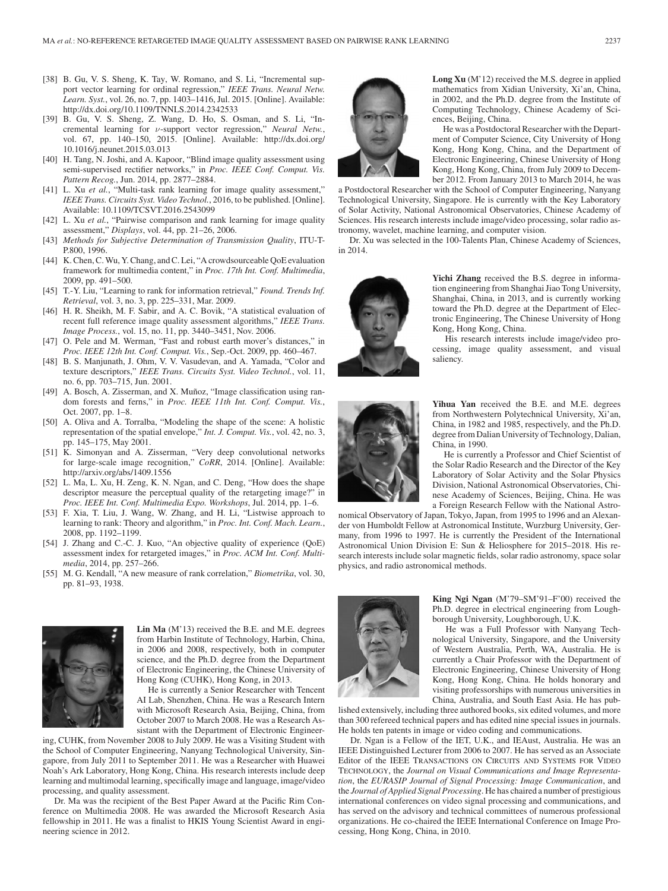[38] B. Gu, V. S. Sheng, K. Tay, W. Romano, and S. Li, "Incremental support vector learning for ordinal regression," *IEEE Trans. Neural Netw. Learn. Syst.*, vol. 26, no. 7, pp. 1403–1416, Jul. 2015. [Online]. Available: http://dx.doi.org/10.1109/TNNLS.2014.2342533

[39] B. Gu, V. S. Sheng, Z. Wang, D. Ho, S. Osman, and S. Li, "Incremental learning for $\nu$-support vector regression," *Neural Netw.*, vol. 67, pp. 140–150, 2015. [Online]. Available: http://dx.doi.org/10.1016/j.neunet.2015.03.013

[40] H. Tang, N. Joshi, and A. Kapoor, "Blind image quality assessment using semi-supervised rectifier networks," in *Proc. IEEE Conf. Comput. Vis. Pattern Recog.*, Jun. 2014, pp. 2877–2884.

[41] L. Xu *et al.*, "Multi-task rank learning for image quality assessment," *IEEE Trans. Circuits Syst. Video Technol.*, 2016, to be published. [Online]. Available: 10.1109/TCSVT.2016.2543099

[42] L. Xu *et al.*, "Pairwise comparison and rank learning for image quality assessment," *Displays*, vol. 44, pp. 21–26, 2006.

[43] *Methods for Subjective Determination of Transmission Quality*, ITU-T-P.800, 1996.

[44] K. Chen, C. Wu, Y. Chang, and C. Lei, "A crowdsourceable QoE evaluation framework for multimedia content," in *Proc. 17th Int. Conf. Multimedia*, 2009, pp. 491–500.

[45] T.-Y. Liu, "Learning to rank for information retrieval," *Found. Trends Inf. Retrieval*, vol. 3, no. 3, pp. 225–331, Mar. 2009.

[46] H. R. Sheikh, M. F. Sabir, and A. C. Bovik, "A statistical evaluation of recent full reference image quality assessment algorithms," *IEEE Trans. Image Process.*, vol. 15, no. 11, pp. 3440–3451, Nov. 2006.

[47] O. Pele and M. Werman, "Fast and robust earth mover's distances," in *Proc. IEEE 12th Int. Conf. Comput. Vis.*, Sep.-Oct. 2009, pp. 460–467.

[48] B. S. Manjunath, J. Ohm, V. V. Vasudevan, and A. Yamada, "Color and texture descriptors," *IEEE Trans. Circuits Syst. Video Technol.*, vol. 11, no. 6, pp. 703–715, Jun. 2001.

[49] A. Bosch, A. Zisserman, and X. Muñoz, "Image classification using random forests and ferns," in *Proc. IEEE 11th Int. Conf. Comput. Vis.*, Oct. 2007, pp. 1–8.

[50] A. Oliva and A. Torralba, "Modeling the shape of the scene: A holistic representation of the spatial envelope," *Int. J. Comput. Vis.*, vol. 42, no. 3, pp. 145–175, May 2001.

[51] K. Simonyan and A. Zisserman, "Very deep convolutional networks for large-scale image recognition," *CoRR*, 2014. [Online]. Available: http://arxiv.org/abs/1409.1556

[52] L. Ma, L. Xu, H. Zeng, K. N. Ngan, and C. Deng, "How does the shape descriptor measure the perceptual quality of the retargeting image?" in *Proc. IEEE Int. Conf. Multimedia Expo. Workshops*, Jul. 2014, pp. 1–6.

[53] F. Xia, T. Liu, J. Wang, W. Zhang, and H. Li, "Listwise approach to learning to rank: Theory and algorithm," in *Proc. Int. Conf. Mach. Learn.*, 2008, pp. 1192–1199.

[54] J. Zhang and C.-C. J. Kuo, "An objective quality of experience (QoE) assessment index for retargeted images," in *Proc. ACM Int. Conf. Multimedia*, 2014, pp. 257–266.

[55] M. G. Kendall, "A new measure of rank correlation," *Biometrika*, vol. 30, pp. 81–93, 1938.

**Lin Ma** (M'13) received the B.E. and M.E. degrees from Harbin Institute of Technology, Harbin, China, in 2006 and 2008, respectively, both in computer science, and the Ph.D. degree from the Department of Electronic Engineering, the Chinese University of Hong Kong (CUHK), Hong Kong, in 2013.

He is currently a Senior Researcher with Tencent AI Lab, Shenzhen, China. He was a Research Intern with Microsoft Research Asia, Beijing, China, from October 2007 to March 2008. He was a Research Assistant with the Department of Electronic Engineering, CUHK, from November 2008 to July 2009. He was a Visiting Student with the School of Computer Engineering, Nanyang Technological University, Singapore, from July 2011 to September 2011. He was a Researcher with Huawei Noah's Ark Laboratory, Hong Kong, China. His research interests include deep learning and multimodal learning, specifically image and language, image/video processing, and quality assessment.

Dr. Ma was the recipient of the Best Paper Award at the Pacific Rim Conference on Multimedia 2008. He was awarded the Microsoft Research Asia fellowship in 2011. He was a finalist to HKIS Young Scientist Award in engineering science in 2012.

**Long Xu** (M'12) received the M.S. degree in applied mathematics from Xidian University, Xi'an, China, in 2002, and the Ph.D. degree from the Institute of Computing Technology, Chinese Academy of Sciences, Beijing, China.

He was a Postdoctoral Researcher with the Department of Computer Science, City University of Hong Kong, Hong Kong, China, and the Department of Electronic Engineering, Chinese University of Hong Kong, Hong Kong, China, from July 2009 to December 2012. From January 2013 to March 2014, he was a Postdoctoral Researcher with the School of Computer Engineering, Nanyang Technological University, Singapore. He is currently with the Key Laboratory of Solar Activity, National Astronomical Observatories, Chinese Academy of Sciences. His research interests include image/video processing, solar radio astronomy, wavelet, machine learning, and computer vision.

Dr. Xu was selected in the 100-Talents Plan, Chinese Academy of Sciences, in 2014.

**Yichi Zhang** received the B.S. degree in information engineering from Shanghai Jiao Tong University, Shanghai, China, in 2013, and is currently working toward the Ph.D. degree at the Department of Electronic Engineering, The Chinese University of Hong Kong, Hong Kong, China.

His research interests include image/video processing, image quality assessment, and visual saliency.

**Yihua Yan** received the B.E. and M.E. degrees from Northwestern Polytechnical University, Xi'an, China, in 1982 and 1985, respectively, and the Ph.D. degree from Dalian University of Technology, Dalian, China, in 1990.

He is currently a Professor and Chief Scientist of the Solar Radio Research and the Director of the Key Laboratory of Solar Activity and the Solar Physics Division, National Astronomical Observatories, Chinese Academy of Sciences, Beijing, China. He was a Foreign Research Fellow with the National Astronomical Observatory of Japan, Tokyo, Japan, from 1995 to 1996 and an Alexander von Humboldt Fellow at Astronomical Institute, Wurzburg University, Germany, from 1996 to 1997. He is currently the President of the International Astronomical Union Division E: Sun & Heliosphere for 2015–2018. His research interests include solar magnetic fields, solar radio astronomy, space solar physics, and radio astronomical methods.

**King Ngi Ngan** (M'79–SM'91–F'00) received the Ph.D. degree in electrical engineering from Loughborough University, Loughborough, U.K.

He was a Full Professor with Nanyang Technological University, Singapore, and the University of Western Australia, Perth, WA, Australia. He is currently a Chair Professor with the Department of Electronic Engineering, Chinese University of Hong Kong, Hong Kong, China. He holds honorary and visiting professorships with numerous universities in China, Australia, and South East Asia. He has published extensively, including three authored books, six edited volumes, and more than 300 refereed technical papers and has edited nine special issues in journals. He holds ten patents in image or video coding and communications.

Dr. Ngan is a Fellow of the IET, U.K., and IEAust, Australia. He was an IEEE Distinguished Lecturer from 2006 to 2007. He has served as an Associate Editor of the IEEE TRANSACTIONS ON CIRCUITS AND SYSTEMS FOR VIDEO TECHNOLOGY, the *Journal on Visual Communications and Image Representation*, the *EURASIP Journal of Signal Processing: Image Communication*, and the *Journal of Applied Signal Processing*. He has chaired a number of prestigious international conferences on video signal processing and communications, and has served on the advisory and technical committees of numerous professional organizations. He co-chaired the IEEE International Conference on Image Processing, Hong Kong, China, in 2010.